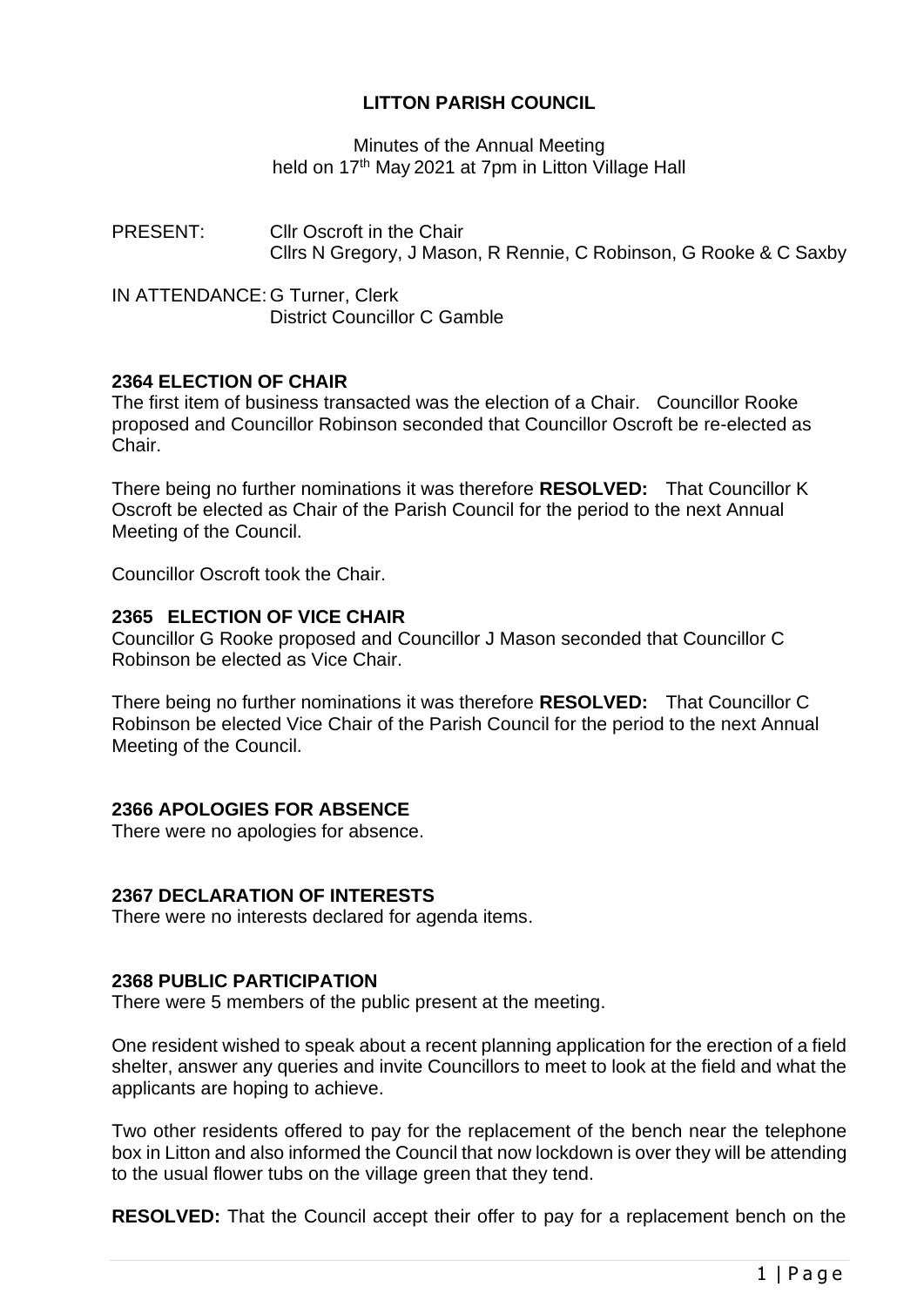# LITTON PARISH COUNCIL

Minutes of the Annual Meeting
held on 17th May 2021 at 7pm in Litton Village Hall

PRESENT: Cllr Oscroft in the Chair
Cllrs N Gregory, J Mason, R Rennie, C Robinson, G Rooke & C Saxby

IN ATTENDANCE: G Turner, Clerk
District Councillor C Gamble

## 2364 ELECTION OF CHAIR

The first item of business transacted was the election of a Chair. Councillor Rooke proposed and Councillor Robinson seconded that Councillor Oscroft be re-elected as Chair.

There being no further nominations it was therefore **RESOLVED:** That Councillor K Oscroft be elected as Chair of the Parish Council for the period to the next Annual Meeting of the Council.

Councillor Oscroft took the Chair.

## 2365 ELECTION OF VICE CHAIR

Councillor G Rooke proposed and Councillor J Mason seconded that Councillor C Robinson be elected as Vice Chair.

There being no further nominations it was therefore **RESOLVED:** That Councillor C Robinson be elected Vice Chair of the Parish Council for the period to the next Annual Meeting of the Council.

## 2366 APOLOGIES FOR ABSENCE

There were no apologies for absence.

## 2367 DECLARATION OF INTERESTS

There were no interests declared for agenda items.

## 2368 PUBLIC PARTICIPATION

There were 5 members of the public present at the meeting.

One resident wished to speak about a recent planning application for the erection of a field shelter, answer any queries and invite Councillors to meet to look at the field and what the applicants are hoping to achieve.

Two other residents offered to pay for the replacement of the bench near the telephone box in Litton and also informed the Council that now lockdown is over they will be attending to the usual flower tubs on the village green that they tend.

**RESOLVED:** That the Council accept their offer to pay for a replacement bench on the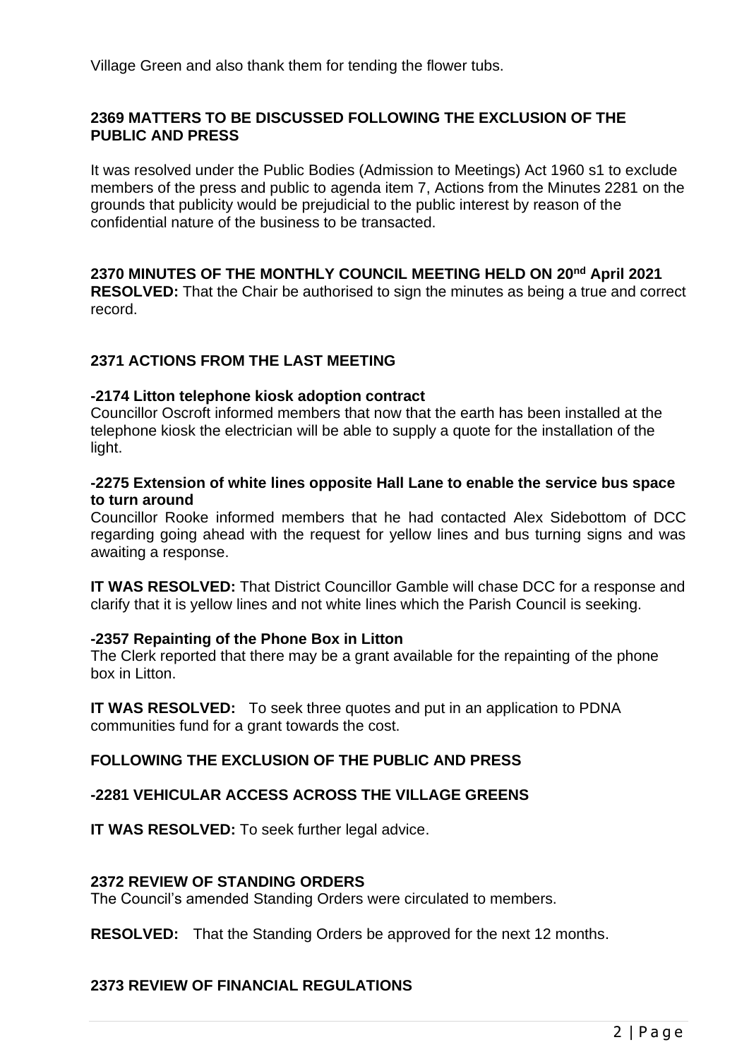Village Green and also thank them for tending the flower tubs.

**2369 MATTERS TO BE DISCUSSED FOLLOWING THE EXCLUSION OF THE PUBLIC AND PRESS**

It was resolved under the Public Bodies (Admission to Meetings) Act 1960 s1 to exclude members of the press and public to agenda item 7, Actions from the Minutes 2281 on the grounds that publicity would be prejudicial to the public interest by reason of the confidential nature of the business to be transacted.

**2370 MINUTES OF THE MONTHLY COUNCIL MEETING HELD ON 20th April 2021**
**RESOLVED:** That the Chair be authorised to sign the minutes as being a true and correct record.

**2371 ACTIONS FROM THE LAST MEETING**

**-2174 Litton telephone kiosk adoption contract**
Councillor Oscroft informed members that now that the earth has been installed at the telephone kiosk the electrician will be able to supply a quote for the installation of the light.

**-2275 Extension of white lines opposite Hall Lane to enable the service bus space to turn around**
Councillor Rooke informed members that he had contacted Alex Sidebottom of DCC regarding going ahead with the request for yellow lines and bus turning signs and was awaiting a response.

**IT WAS RESOLVED:** That District Councillor Gamble will chase DCC for a response and clarify that it is yellow lines and not white lines which the Parish Council is seeking.

**-2357 Repainting of the Phone Box in Litton**
The Clerk reported that there may be a grant available for the repainting of the phone box in Litton.

**IT WAS RESOLVED:** To seek three quotes and put in an application to PDNA communities fund for a grant towards the cost.

**FOLLOWING THE EXCLUSION OF THE PUBLIC AND PRESS**

**-2281 VEHICULAR ACCESS ACROSS THE VILLAGE GREENS**

**IT WAS RESOLVED:** To seek further legal advice.

**2372 REVIEW OF STANDING ORDERS**
The Council's amended Standing Orders were circulated to members.

**RESOLVED:** That the Standing Orders be approved for the next 12 months.

**2373 REVIEW OF FINANCIAL REGULATIONS**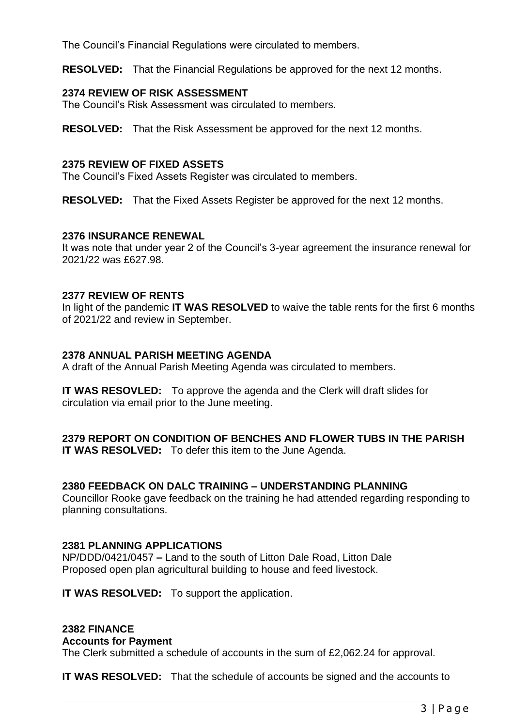The Council's Financial Regulations were circulated to members.

**RESOLVED:** That the Financial Regulations be approved for the next 12 months.

**2374 REVIEW OF RISK ASSESSMENT**

The Council's Risk Assessment was circulated to members.

**RESOLVED:** That the Risk Assessment be approved for the next 12 months.

**2375 REVIEW OF FIXED ASSETS**

The Council's Fixed Assets Register was circulated to members.

**RESOLVED:** That the Fixed Assets Register be approved for the next 12 months.

**2376 INSURANCE RENEWAL**

It was note that under year 2 of the Council's 3-year agreement the insurance renewal for 2021/22 was £627.98.

**2377 REVIEW OF RENTS**

In light of the pandemic **IT WAS RESOLVED** to waive the table rents for the first 6 months of 2021/22 and review in September.

**2378 ANNUAL PARISH MEETING AGENDA**

A draft of the Annual Parish Meeting Agenda was circulated to members.

**IT WAS RESOVLED:** To approve the agenda and the Clerk will draft slides for circulation via email prior to the June meeting.

**2379 REPORT ON CONDITION OF BENCHES AND FLOWER TUBS IN THE PARISH**

**IT WAS RESOLVED:** To defer this item to the June Agenda.

**2380 FEEDBACK ON DALC TRAINING – UNDERSTANDING PLANNING**

Councillor Rooke gave feedback on the training he had attended regarding responding to planning consultations.

**2381 PLANNING APPLICATIONS**

NP/DDD/0421/0457 **–** Land to the south of Litton Dale Road, Litton Dale
Proposed open plan agricultural building to house and feed livestock.

**IT WAS RESOLVED:** To support the application.

**2382 FINANCE**

**Accounts for Payment**

The Clerk submitted a schedule of accounts in the sum of £2,062.24 for approval.

**IT WAS RESOLVED:** That the schedule of accounts be signed and the accounts to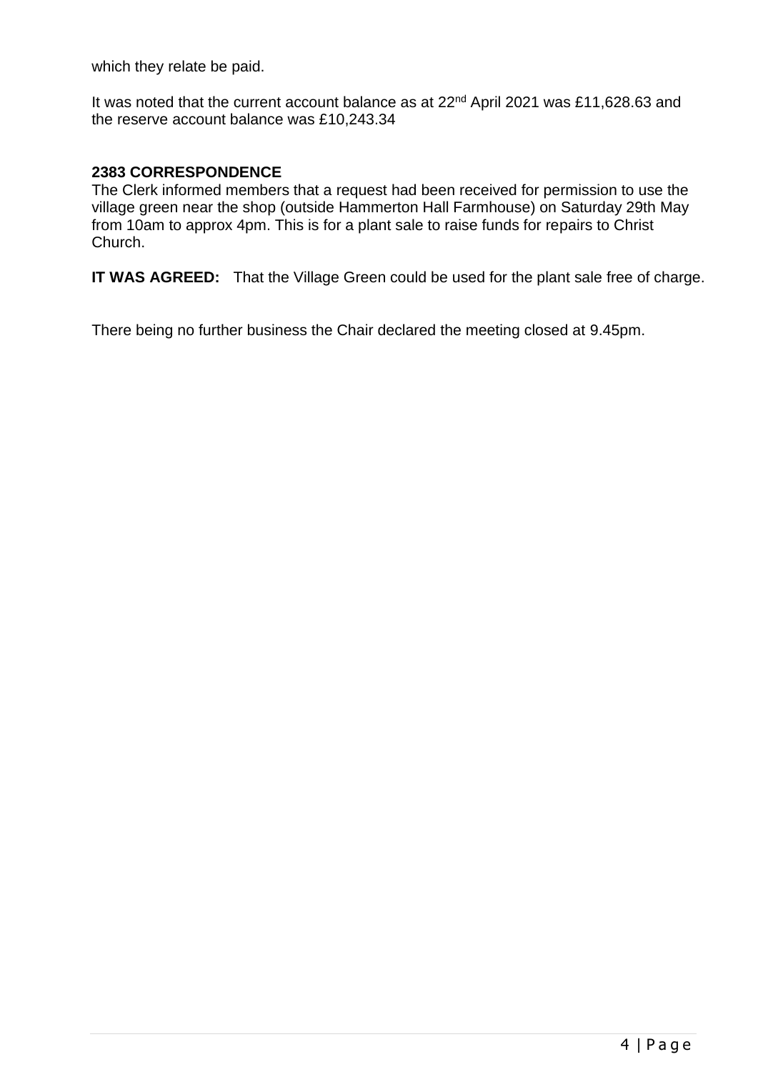which they relate be paid.

It was noted that the current account balance as at 22nd April 2021 was £11,628.63 and the reserve account balance was £10,243.34

**2383 CORRESPONDENCE**

The Clerk informed members that a request had been received for permission to use the village green near the shop (outside Hammerton Hall Farmhouse) on Saturday 29th May from 10am to approx 4pm. This is for a plant sale to raise funds for repairs to Christ Church.

**IT WAS AGREED:** That the Village Green could be used for the plant sale free of charge.

There being no further business the Chair declared the meeting closed at 9.45pm.